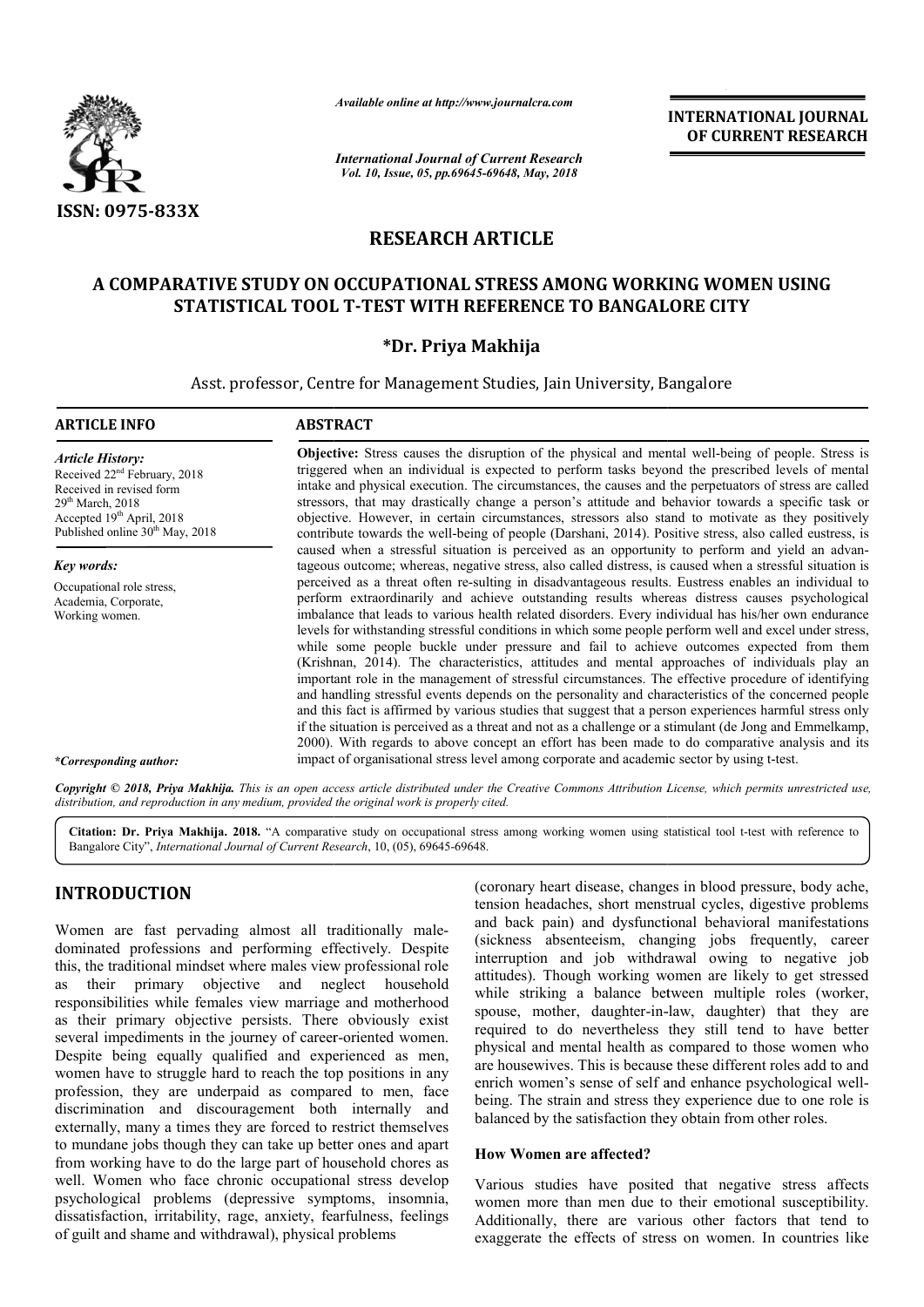ISSN: 0975-833X

*Available online at http://www.journalcra.com*

*International Journal of Current Research*
*Vol. 10, Issue, 05, pp.69645-69648, May, 2018*

**INTERNATIONAL JOURNAL OF CURRENT RESEARCH**

## RESEARCH ARTICLE

# A COMPARATIVE STUDY ON OCCUPATIONAL STRESS AMONG WORKING WOMEN USING STATISTICAL TOOL T-TEST WITH REFERENCE TO BANGALORE CITY

**\*Dr. Priya Makhija**

Asst. professor, Centre for Management Studies, Jain University, Bangalore

**ARTICLE INFO**

*Article History:*
Received 22nd February, 2018
Received in revised form 29th March, 2018
Accepted 19th April, 2018
Published online 30th May, 2018

*Key words:*
Occupational role stress, Academia, Corporate, Working women.

*\*Corresponding author:*

**ABSTRACT**

**Objective:** Stress causes the disruption of the physical and mental well-being of people. Stress is triggered when an individual is expected to perform tasks beyond the prescribed levels of mental intake and physical execution. The circumstances, the causes and the perpetuators of stress are called stressors, that may drastically change a person's attitude and behavior towards a specific task or objective. However, in certain circumstances, stressors also stand to motivate as they positively contribute towards the well-being of people (Darshani, 2014). Positive stress, also called eustress, is caused when a stressful situation is perceived as an opportunity to perform and yield an advantageous outcome; whereas, negative stress, also called distress, is caused when a stressful situation is perceived as a threat often re-sulting in disadvantageous results. Eustress enables an individual to perform extraordinarily and achieve outstanding results whereas distress causes psychological imbalance that leads to various health related disorders. Every individual has his/her own endurance levels for withstanding stressful conditions in which some people perform well and excel under stress, while some people buckle under pressure and fail to achieve outcomes expected from them (Krishnan, 2014). The characteristics, attitudes and mental approaches of individuals play an important role in the management of stressful circumstances. The effective procedure of identifying and handling stressful events depends on the personality and characteristics of the concerned people and this fact is affirmed by various studies that suggest that a person experiences harmful stress only if the situation is perceived as a threat and not as a challenge or a stimulant (de Jong and Emmelkamp, 2000). With regards to above concept an effort has been made to do comparative analysis and its impact of organisational stress level among corporate and academic sector by using t-test.

*Copyright © 2018, Priya Makhija. This is an open access article distributed under the Creative Commons Attribution License, which permits unrestricted use, distribution, and reproduction in any medium, provided the original work is properly cited.*

**Citation: Dr. Priya Makhija. 2018.** "A comparative study on occupational stress among working women using statistical tool t-test with reference to Bangalore City", *International Journal of Current Research*, 10, (05), 69645-69648.

## INTRODUCTION

Women are fast pervading almost all traditionally male-dominated professions and performing effectively. Despite this, the traditional mindset where males view professional role as their primary objective and neglect household responsibilities while females view marriage and motherhood as their primary objective persists. There obviously exist several impediments in the journey of career-oriented women. Despite being equally qualified and experienced as men, women have to struggle hard to reach the top positions in any profession, they are underpaid as compared to men, face discrimination and discouragement both internally and externally, many a times they are forced to restrict themselves to mundane jobs though they can take up better ones and apart from working have to do the large part of household chores as well. Women who face chronic occupational stress develop psychological problems (depressive symptoms, insomnia, dissatisfaction, irritability, rage, anxiety, fearfulness, feelings of guilt and shame and withdrawal), physical problems (coronary heart disease, changes in blood pressure, body ache, tension headaches, short menstrual cycles, digestive problems and back pain) and dysfunctional behavioral manifestations (sickness absenteeism, changing jobs frequently, career interruption and job withdrawal owing to negative job attitudes). Though working women are likely to get stressed while striking a balance between multiple roles (worker, spouse, mother, daughter-in-law, daughter) that they are required to do nevertheless they still tend to have better physical and mental health as compared to those women who are housewives. This is because these different roles add to and enrich women's sense of self and enhance psychological well-being. The strain and stress they experience due to one role is balanced by the satisfaction they obtain from other roles.

### How Women are affected?

Various studies have posited that negative stress affects women more than men due to their emotional susceptibility. Additionally, there are various other factors that tend to exaggerate the effects of stress on women. In countries like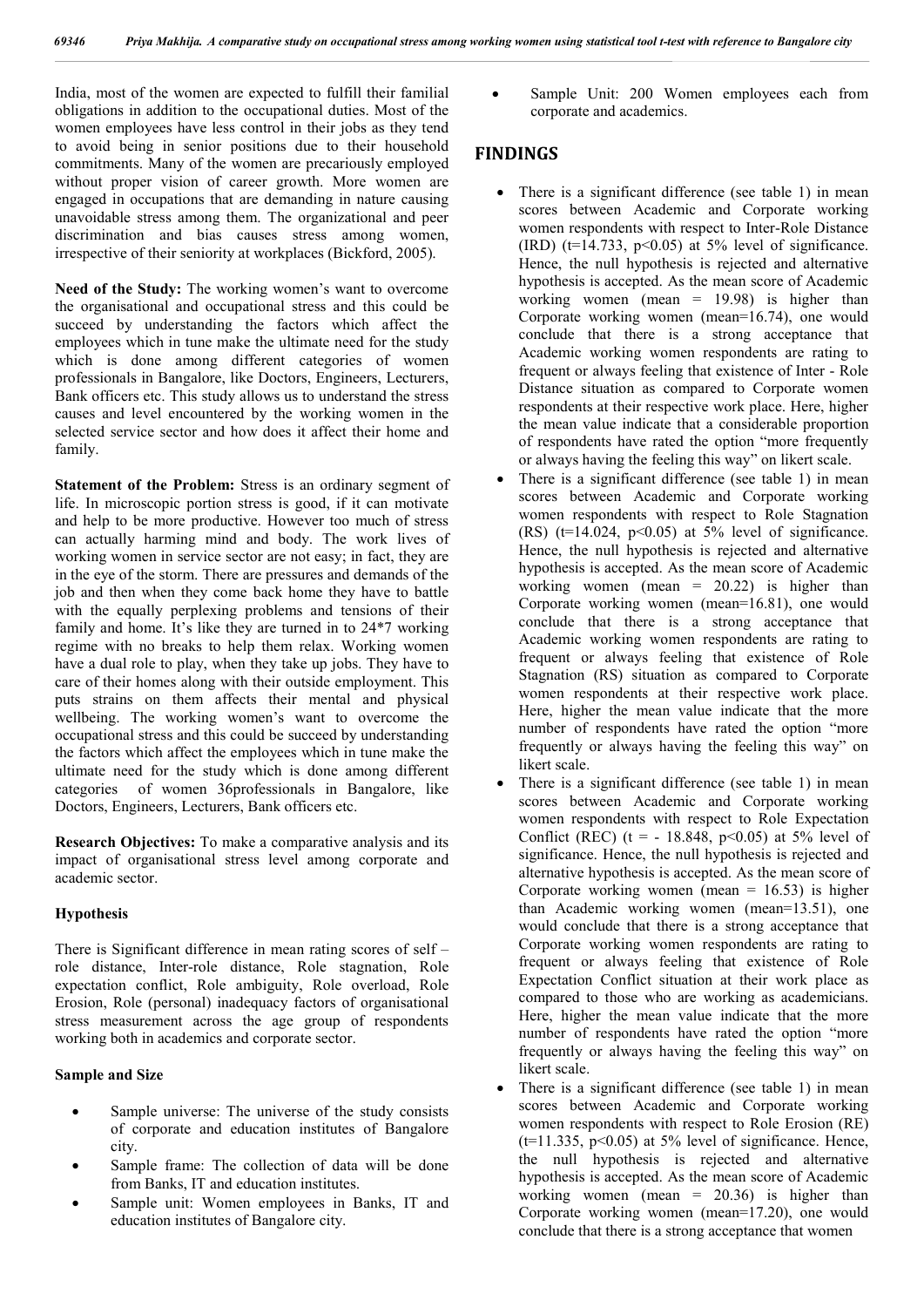India, most of the women are expected to fulfill their familial obligations in addition to the occupational duties. Most of the women employees have less control in their jobs as they tend to avoid being in senior positions due to their household commitments. Many of the women are precariously employed without proper vision of career growth. More women are engaged in occupations that are demanding in nature causing unavoidable stress among them. The organizational and peer discrimination and bias causes stress among women, irrespective of their seniority at workplaces (Bickford, 2005).

**Need of the Study:** The working women's want to overcome the organisational and occupational stress and this could be succeed by understanding the factors which affect the employees which in tune make the ultimate need for the study which is done among different categories of women professionals in Bangalore, like Doctors, Engineers, Lecturers, Bank officers etc. This study allows us to understand the stress causes and level encountered by the working women in the selected service sector and how does it affect their home and family.

**Statement of the Problem:** Stress is an ordinary segment of life. In microscopic portion stress is good, if it can motivate and help to be more productive. However too much of stress can actually harming mind and body. The work lives of working women in service sector are not easy; in fact, they are in the eye of the storm. There are pressures and demands of the job and then when they come back home they have to battle with the equally perplexing problems and tensions of their family and home. It's like they are turned in to 24*7 working regime with no breaks to help them relax. Working women have a dual role to play, when they take up jobs. They have to care of their homes along with their outside employment. This puts strains on them affects their mental and physical wellbeing. The working women's want to overcome the occupational stress and this could be succeed by understanding the factors which affect the employees which in tune make the ultimate need for the study which is done among different categories of women 36professionals in Bangalore, like Doctors, Engineers, Lecturers, Bank officers etc.

**Research Objectives:** To make a comparative analysis and its impact of organisational stress level among corporate and academic sector.

**Hypothesis**

There is Significant difference in mean rating scores of self – role distance, Inter-role distance, Role stagnation, Role expectation conflict, Role ambiguity, Role overload, Role Erosion, Role (personal) inadequacy factors of organisational stress measurement across the age group of respondents working both in academics and corporate sector.

**Sample and Size**

- Sample universe: The universe of the study consists of corporate and education institutes of Bangalore city.
- Sample frame: The collection of data will be done from Banks, IT and education institutes.
- Sample unit: Women employees in Banks, IT and education institutes of Bangalore city.
- Sample Unit: 200 Women employees each from corporate and academics.

## FINDINGS

- There is a significant difference (see table 1) in mean scores between Academic and Corporate working women respondents with respect to Inter-Role Distance (IRD) ($t=14.733$, $p<0.05$) at 5% level of significance. Hence, the null hypothesis is rejected and alternative hypothesis is accepted. As the mean score of Academic working women (mean = 19.98) is higher than Corporate working women (mean=16.74), one would conclude that there is a strong acceptance that Academic working women respondents are rating to frequent or always feeling that existence of Inter - Role Distance situation as compared to Corporate women respondents at their respective work place. Here, higher the mean value indicate that a considerable proportion of respondents have rated the option "more frequently or always having the feeling this way" on likert scale.
- There is a significant difference (see table 1) in mean scores between Academic and Corporate working women respondents with respect to Role Stagnation (RS) ($t=14.024$, $p<0.05$) at 5% level of significance. Hence, the null hypothesis is rejected and alternative hypothesis is accepted. As the mean score of Academic working women (mean = 20.22) is higher than Corporate working women (mean=16.81), one would conclude that there is a strong acceptance that Academic working women respondents are rating to frequent or always feeling that existence of Role Stagnation (RS) situation as compared to Corporate women respondents at their respective work place. Here, higher the mean value indicate that the more number of respondents have rated the option "more frequently or always having the feeling this way" on likert scale.
- There is a significant difference (see table 1) in mean scores between Academic and Corporate working women respondents with respect to Role Expectation Conflict (REC) ($t = - 18.848$, $p<0.05$) at 5% level of significance. Hence, the null hypothesis is rejected and alternative hypothesis is accepted. As the mean score of Corporate working women (mean = 16.53) is higher than Academic working women (mean=13.51), one would conclude that there is a strong acceptance that Corporate working women respondents are rating to frequent or always feeling that existence of Role Expectation Conflict situation at their work place as compared to those who are working as academicians. Here, higher the mean value indicate that the more number of respondents have rated the option "more frequently or always having the feeling this way" on likert scale.
- There is a significant difference (see table 1) in mean scores between Academic and Corporate working women respondents with respect to Role Erosion (RE) ($t=11.335$, $p<0.05$) at 5% level of significance. Hence, the null hypothesis is rejected and alternative hypothesis is accepted. As the mean score of Academic working women (mean = 20.36) is higher than Corporate working women (mean=17.20), one would conclude that there is a strong acceptance that women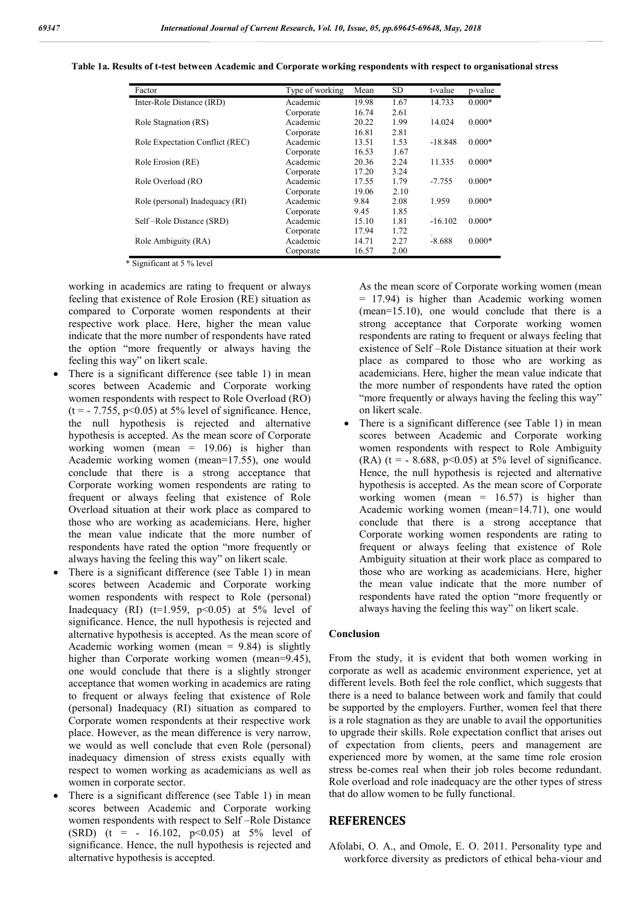**Table 1a. Results of t-test between Academic and Corporate working respondents with respect to organisational stress**

| Factor | Type of working | Mean | SD | t-value | p-value |
|---|---|---|---|---|---|
| Inter-Role Distance (IRD) | Academic | 19.98 | 1.67 | 14.733 | 0.000* |
| | Corporate | 16.74 | 2.61 | | |
| Role Stagnation (RS) | Academic | 20.22 | 1.99 | 14.024 | 0.000* |
| | Corporate | 16.81 | 2.81 | | |
| Role Expectation Conflict (REC) | Academic | 13.51 | 1.53 | -18.848 | 0.000* |
| | Corporate | 16.53 | 1.67 | | |
| Role Erosion (RE) | Academic | 20.36 | 2.24 | 11.335 | 0.000* |
| | Corporate | 17.20 | 3.24 | | |
| Role Overload (RO | Academic | 17.55 | 1.79 | -7.755 | 0.000* |
| | Corporate | 19.06 | 2.10 | | |
| Role (personal) Inadequacy (RI) | Academic | 9.84 | 2.08 | 1.959 | 0.000* |
| | Corporate | 9.45 | 1.85 | | |
| Self –Role Distance (SRD) | Academic | 15.10 | 1.81 | -16.102 | 0.000* |
| | Corporate | 17.94 | 1.72 | | |
| Role Ambiguity (RA) | Academic | 14.71 | 2.27 | -8.688 | 0.000* |
| | Corporate | 16.57 | 2.00 | | |

\* Significant at 5 % level

working in academics are rating to frequent or always feeling that existence of Role Erosion (RE) situation as compared to Corporate women respondents at their respective work place. Here, higher the mean value indicate that the more number of respondents have rated the option "more frequently or always having the feeling this way" on likert scale.

- There is a significant difference (see table 1) in mean scores between Academic and Corporate working women respondents with respect to Role Overload (RO) ($t = -7.755$, $p<0.05$) at 5% level of significance. Hence, the null hypothesis is rejected and alternative hypothesis is accepted. As the mean score of Corporate working women (mean = 19.06) is higher than Academic working women (mean=17.55), one would conclude that there is a strong acceptance that Corporate working women respondents are rating to frequent or always feeling that existence of Role Overload situation at their work place as compared to those who are working as academicians. Here, higher the mean value indicate that the more number of respondents have rated the option "more frequently or always having the feeling this way" on likert scale.
- There is a significant difference (see Table 1) in mean scores between Academic and Corporate working women respondents with respect to Role (personal) Inadequacy (RI) ($t=1.959$, $p<0.05$) at 5% level of significance. Hence, the null hypothesis is rejected and alternative hypothesis is accepted. As the mean score of Academic working women (mean = 9.84) is slightly higher than Corporate working women (mean=9.45), one would conclude that there is a slightly stronger acceptance that women working in academics are rating to frequent or always feeling that existence of Role (personal) Inadequacy (RI) situation as compared to Corporate women respondents at their respective work place. However, as the mean difference is very narrow, we would as well conclude that even Role (personal) inadequacy dimension of stress exists equally with respect to women working as academicians as well as women in corporate sector.
- There is a significant difference (see Table 1) in mean scores between Academic and Corporate working women respondents with respect to Self –Role Distance (SRD) ($t = -16.102$, $p<0.05$) at 5% level of significance. Hence, the null hypothesis is rejected and alternative hypothesis is accepted.

As the mean score of Corporate working women (mean = 17.94) is higher than Academic working women (mean=15.10), one would conclude that there is a strong acceptance that Corporate working women respondents are rating to frequent or always feeling that existence of Self –Role Distance situation at their work place as compared to those who are working as academicians. Here, higher the mean value indicate that the more number of respondents have rated the option "more frequently or always having the feeling this way" on likert scale.

- There is a significant difference (see Table 1) in mean scores between Academic and Corporate working women respondents with respect to Role Ambiguity (RA) ($t = -8.688$, $p<0.05$) at 5% level of significance. Hence, the null hypothesis is rejected and alternative hypothesis is accepted. As the mean score of Corporate working women (mean = 16.57) is higher than Academic working women (mean=14.71), one would conclude that there is a strong acceptance that Corporate working women respondents are rating to frequent or always feeling that existence of Role Ambiguity situation at their work place as compared to those who are working as academicians. Here, higher the mean value indicate that the more number of respondents have rated the option "more frequently or always having the feeling this way" on likert scale.

## Conclusion

From the study, it is evident that both women working in corporate as well as academic environment experience, yet at different levels. Both feel the role conflict, which suggests that there is a need to balance between work and family that could be supported by the employers. Further, women feel that there is a role stagnation as they are unable to avail the opportunities to upgrade their skills. Role expectation conflict that arises out of expectation from clients, peers and management are experienced more by women, at the same time role erosion stress be-comes real when their job roles become redundant. Role overload and role inadequacy are the other types of stress that do allow women to be fully functional.

## REFERENCES

Afolabi, O. A., and Omole, E. O. 2011. Personality type and workforce diversity as predictors of ethical beha-viour and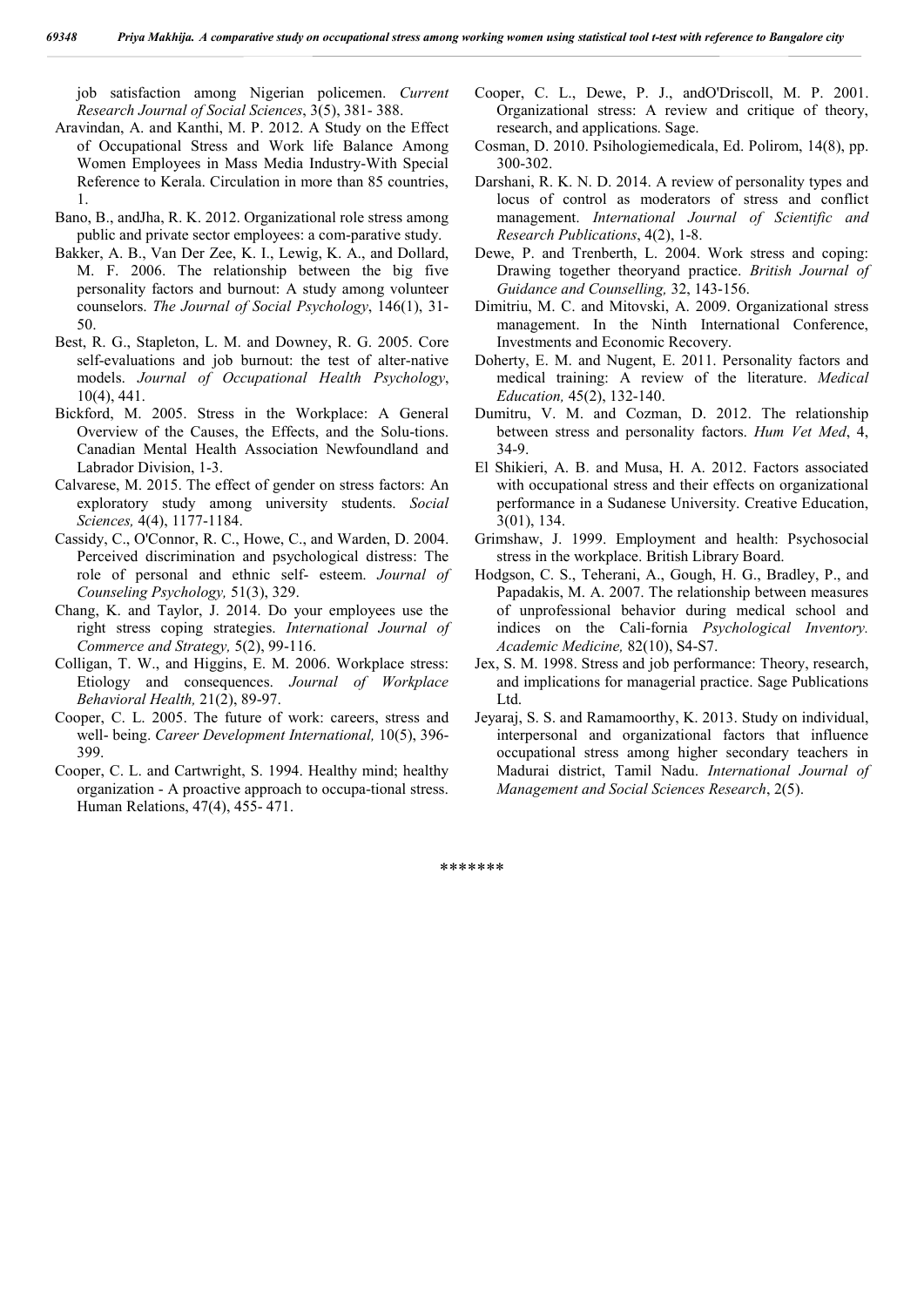job satisfaction among Nigerian policemen. *Current Research Journal of Social Sciences*, 3(5), 381- 388.

Aravindan, A. and Kanthi, M. P. 2012. A Study on the Effect of Occupational Stress and Work life Balance Among Women Employees in Mass Media Industry-With Special Reference to Kerala. Circulation in more than 85 countries, 1.

Bano, B., andJha, R. K. 2012. Organizational role stress among public and private sector employees: a com-parative study.

Bakker, A. B., Van Der Zee, K. I., Lewig, K. A., and Dollard, M. F. 2006. The relationship between the big five personality factors and burnout: A study among volunteer counselors. *The Journal of Social Psychology*, 146(1), 31-50.

Best, R. G., Stapleton, L. M. and Downey, R. G. 2005. Core self-evaluations and job burnout: the test of alter-native models. *Journal of Occupational Health Psychology*, 10(4), 441.

Bickford, M. 2005. Stress in the Workplace: A General Overview of the Causes, the Effects, and the Solu-tions. Canadian Mental Health Association Newfoundland and Labrador Division, 1-3.

Calvarese, M. 2015. The effect of gender on stress factors: An exploratory study among university students. *Social Sciences,* 4(4), 1177-1184.

Cassidy, C., O'Connor, R. C., Howe, C., and Warden, D. 2004. Perceived discrimination and psychological distress: The role of personal and ethnic self- esteem. *Journal of Counseling Psychology,* 51(3), 329.

Chang, K. and Taylor, J. 2014. Do your employees use the right stress coping strategies. *International Journal of Commerce and Strategy,* 5(2), 99-116.

Colligan, T. W., and Higgins, E. M. 2006. Workplace stress: Etiology and consequences. *Journal of Workplace Behavioral Health,* 21(2), 89-97.

Cooper, C. L. 2005. The future of work: careers, stress and well- being. *Career Development International,* 10(5), 396-399.

Cooper, C. L. and Cartwright, S. 1994. Healthy mind; healthy organization - A proactive approach to occupa-tional stress. Human Relations, 47(4), 455- 471.

Cooper, C. L., Dewe, P. J., andO'Driscoll, M. P. 2001. Organizational stress: A review and critique of theory, research, and applications. Sage.

Cosman, D. 2010. Psihologiemedicala, Ed. Polirom, 14(8), pp. 300-302.

Darshani, R. K. N. D. 2014. A review of personality types and locus of control as moderators of stress and conflict management. *International Journal of Scientific and Research Publications*, 4(2), 1-8.

Dewe, P. and Trenberth, L. 2004. Work stress and coping: Drawing together theoryand practice. *British Journal of Guidance and Counselling,* 32, 143-156.

Dimitriu, M. C. and Mitovski, A. 2009. Organizational stress management. In the Ninth International Conference, Investments and Economic Recovery.

Doherty, E. M. and Nugent, E. 2011. Personality factors and medical training: A review of the literature. *Medical Education,* 45(2), 132-140.

Dumitru, V. M. and Cozman, D. 2012. The relationship between stress and personality factors. *Hum Vet Med*, 4, 34-9.

El Shikieri, A. B. and Musa, H. A. 2012. Factors associated with occupational stress and their effects on organizational performance in a Sudanese University. Creative Education, 3(01), 134.

Grimshaw, J. 1999. Employment and health: Psychosocial stress in the workplace. British Library Board.

Hodgson, C. S., Teherani, A., Gough, H. G., Bradley, P., and Papadakis, M. A. 2007. The relationship between measures of unprofessional behavior during medical school and indices on the Cali-fornia *Psychological Inventory. Academic Medicine,* 82(10), S4-S7.

Jex, S. M. 1998. Stress and job performance: Theory, research, and implications for managerial practice. Sage Publications Ltd.

Jeyaraj, S. S. and Ramamoorthy, K. 2013. Study on individual, interpersonal and organizational factors that influence occupational stress among higher secondary teachers in Madurai district, Tamil Nadu. *International Journal of Management and Social Sciences Research*, 2(5).

\*\*\*\*\*\*\*